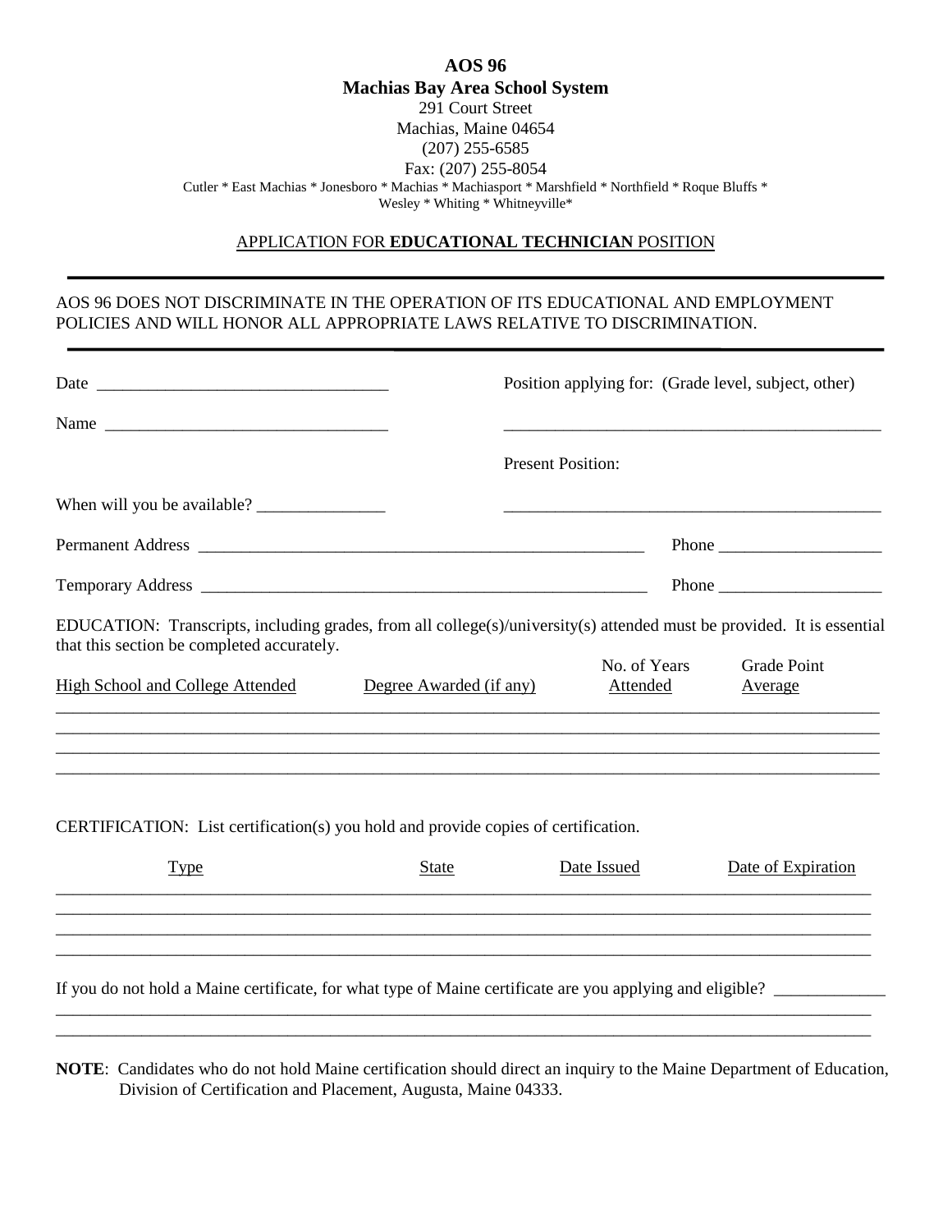**AOS 96**
**Machias Bay Area School System**
291 Court Street
Machias, Maine 04654
(207) 255-6585
Fax: (207) 255-8054
Cutler * East Machias * Jonesboro * Machias * Machiasport * Marshfield * Northfield * Roque Bluffs * Wesley * Whiting * Whitneyville*

APPLICATION FOR **EDUCATIONAL TECHNICIAN** POSITION

---

AOS 96 DOES NOT DISCRIMINATE IN THE OPERATION OF ITS EDUCATIONAL AND EMPLOYMENT POLICIES AND WILL HONOR ALL APPROPRIATE LAWS RELATIVE TO DISCRIMINATION.

---

Date ___________________________________

Name _________________________________

Position applying for: (Grade level, subject, other)

____________________________________________

Present Position:

____________________________________________

When will you be available? _______________

Permanent Address ______________________________________________________ Phone ___________________

Temporary Address ______________________________________________________ Phone ___________________

EDUCATION: Transcripts, including grades, from all college(s)/university(s) attended must be provided. It is essential that this section be completed accurately.

| High School and College Attended | Degree Awarded (if any) | No. of Years Attended | Grade Point Average |
|---|---|---|---|
| | | | |
| | | | |
| | | | |
| | | | |

CERTIFICATION: List certification(s) you hold and provide copies of certification.

| Type | State | Date Issued | Date of Expiration |
|---|---|---|---|
| | | | |
| | | | |
| | | | |
| | | | |

If you do not hold a Maine certificate, for what type of Maine certificate are you applying and eligible? _____________

______________________________________________________________________________________________

______________________________________________________________________________________________

**NOTE**: Candidates who do not hold Maine certification should direct an inquiry to the Maine Department of Education, Division of Certification and Placement, Augusta, Maine 04333.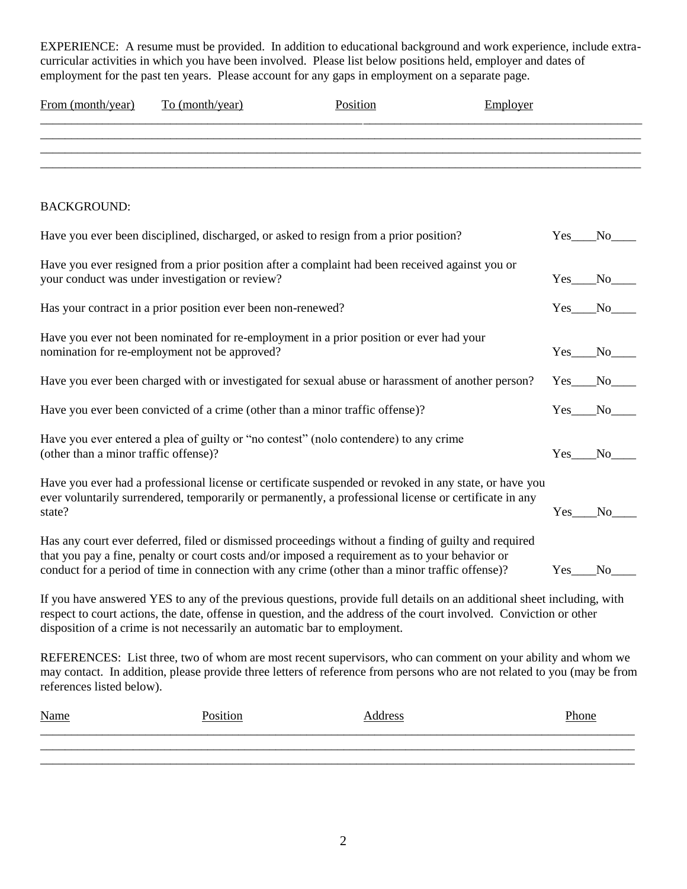EXPERIENCE: A resume must be provided. In addition to educational background and work experience, include extra-curricular activities in which you have been involved. Please list below positions held, employer and dates of employment for the past ten years. Please account for any gaps in employment on a separate page.

| From (month/year) | To (month/year) | Position | Employer |
|---|---|---|---|
| | | | |
| | | | |
| | | | |
| | | | |

BACKGROUND:

Have you ever been disciplined, discharged, or asked to resign from a prior position? Yes____No____

Have you ever resigned from a prior position after a complaint had been received against you or your conduct was under investigation or review? Yes____No____

Has your contract in a prior position ever been non-renewed? Yes____No____

Have you ever not been nominated for re-employment in a prior position or ever had your nomination for re-employment not be approved? Yes____No____

Have you ever been charged with or investigated for sexual abuse or harassment of another person? Yes____No____

Have you ever been convicted of a crime (other than a minor traffic offense)? Yes____No____

Have you ever entered a plea of guilty or "no contest" (nolo contendere) to any crime (other than a minor traffic offense)? Yes____No____

Have you ever had a professional license or certificate suspended or revoked in any state, or have you ever voluntarily surrendered, temporarily or permanently, a professional license or certificate in any state? Yes____No____

Has any court ever deferred, filed or dismissed proceedings without a finding of guilty and required that you pay a fine, penalty or court costs and/or imposed a requirement as to your behavior or conduct for a period of time in connection with any crime (other than a minor traffic offense)? Yes____No____

If you have answered YES to any of the previous questions, provide full details on an additional sheet including, with respect to court actions, the date, offense in question, and the address of the court involved. Conviction or other disposition of a crime is not necessarily an automatic bar to employment.

REFERENCES: List three, two of whom are most recent supervisors, who can comment on your ability and whom we may contact. In addition, please provide three letters of reference from persons who are not related to you (may be from references listed below).

| Name | Position | Address | Phone |
|---|---|---|---|
| | | | |
| | | | |
| | | | |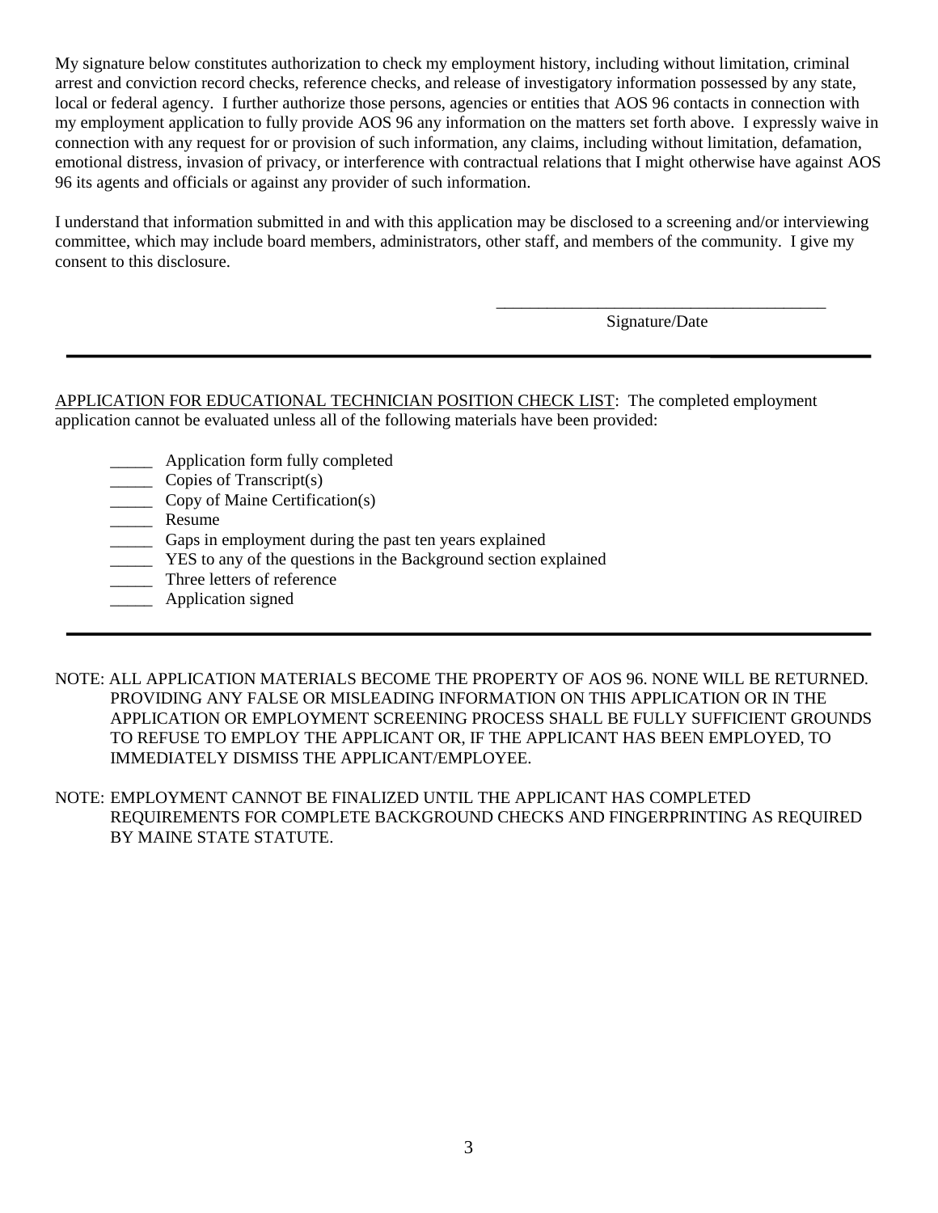My signature below constitutes authorization to check my employment history, including without limitation, criminal arrest and conviction record checks, reference checks, and release of investigatory information possessed by any state, local or federal agency. I further authorize those persons, agencies or entities that AOS 96 contacts in connection with my employment application to fully provide AOS 96 any information on the matters set forth above. I expressly waive in connection with any request for or provision of such information, any claims, including without limitation, defamation, emotional distress, invasion of privacy, or interference with contractual relations that I might otherwise have against AOS 96 its agents and officials or against any provider of such information.

I understand that information submitted in and with this application may be disclosed to a screening and/or interviewing committee, which may include board members, administrators, other staff, and members of the community. I give my consent to this disclosure.

\_\_\_\_\_\_\_\_\_\_\_\_\_\_\_\_\_\_\_\_\_\_\_\_\_\_\_\_\_\_\_\_\_\_\_\_\_\_\_\_

Signature/Date

---

APPLICATION FOR EDUCATIONAL TECHNICIAN POSITION CHECK LIST: The completed employment application cannot be evaluated unless all of the following materials have been provided:

_____ Application form fully completed
_____ Copies of Transcript(s)
_____ Copy of Maine Certification(s)
_____ Resume
_____ Gaps in employment during the past ten years explained
_____ YES to any of the questions in the Background section explained
_____ Three letters of reference
_____ Application signed

---

NOTE: ALL APPLICATION MATERIALS BECOME THE PROPERTY OF AOS 96. NONE WILL BE RETURNED. PROVIDING ANY FALSE OR MISLEADING INFORMATION ON THIS APPLICATION OR IN THE APPLICATION OR EMPLOYMENT SCREENING PROCESS SHALL BE FULLY SUFFICIENT GROUNDS TO REFUSE TO EMPLOY THE APPLICANT OR, IF THE APPLICANT HAS BEEN EMPLOYED, TO IMMEDIATELY DISMISS THE APPLICANT/EMPLOYEE.

NOTE: EMPLOYMENT CANNOT BE FINALIZED UNTIL THE APPLICANT HAS COMPLETED REQUIREMENTS FOR COMPLETE BACKGROUND CHECKS AND FINGERPRINTING AS REQUIRED BY MAINE STATE STATUTE.